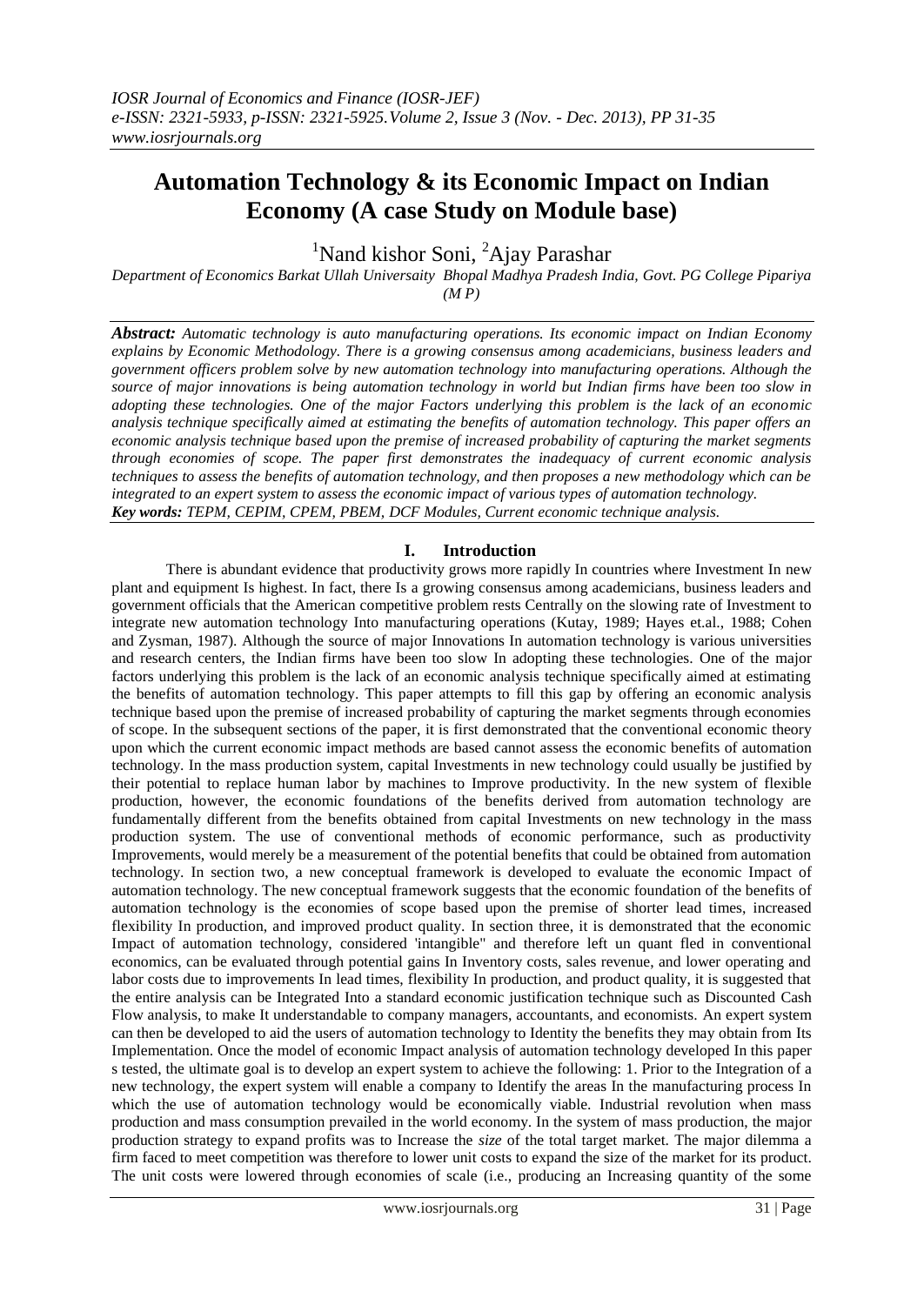# Automation Technology & its Economic Impact on Indian Economy (A case Study on Module base)

[1]Nand kishor Soni, [2]Ajay Parashar

*Department of Economics Barkat Ullah Universaity Bhopal Madhya Pradesh India, Govt. PG College Pipariya (M P)*

***Abstract:*** *Automatic technology is auto manufacturing operations. Its economic impact on Indian Economy explains by Economic Methodology. There is a growing consensus among academicians, business leaders and government officers problem solve by new automation technology into manufacturing operations. Although the source of major innovations is being automation technology in world but Indian firms have been too slow in adopting these technologies. One of the major Factors underlying this problem is the lack of an economic analysis technique specifically aimed at estimating the benefits of automation technology. This paper offers an economic analysis technique based upon the premise of increased probability of capturing the market segments through economies of scope. The paper first demonstrates the inadequacy of current economic analysis techniques to assess the benefits of automation technology, and then proposes a new methodology which can be integrated to an expert system to assess the economic impact of various types of automation technology.*

***Key words:*** *TEPM, CEPIM, CPEM, PBEM, DCF Modules, Current economic technique analysis.*

## I. Introduction

There is abundant evidence that productivity grows more rapidly In countries where Investment In new plant and equipment Is highest. In fact, there Is a growing consensus among academicians, business leaders and government officials that the American competitive problem rests Centrally on the slowing rate of Investment to integrate new automation technology Into manufacturing operations (Kutay, 1989; Hayes et.al., 1988; Cohen and Zysman, 1987). Although the source of major Innovations In automation technology is various universities and research centers, the Indian firms have been too slow In adopting these technologies. One of the major factors underlying this problem is the lack of an economic analysis technique specifically aimed at estimating the benefits of automation technology. This paper attempts to fill this gap by offering an economic analysis technique based upon the premise of increased probability of capturing the market segments through economies of scope. In the subsequent sections of the paper, it is first demonstrated that the conventional economic theory upon which the current economic impact methods are based cannot assess the economic benefits of automation technology. In the mass production system, capital Investments in new technology could usually be justified by their potential to replace human labor by machines to Improve productivity. In the new system of flexible production, however, the economic foundations of the benefits derived from automation technology are fundamentally different from the benefits obtained from capital Investments on new technology in the mass production system. The use of conventional methods of economic performance, such as productivity Improvements, would merely be a measurement of the potential benefits that could be obtained from automation technology. In section two, a new conceptual framework is developed to evaluate the economic Impact of automation technology. The new conceptual framework suggests that the economic foundation of the benefits of automation technology is the economies of scope based upon the premise of shorter lead times, increased flexibility In production, and improved product quality. In section three, it is demonstrated that the economic Impact of automation technology, considered 'intangible" and therefore left un quant fled in conventional economics, can be evaluated through potential gains In Inventory costs, sales revenue, and lower operating and labor costs due to improvements In lead times, flexibility In production, and product quality, it is suggested that the entire analysis can be Integrated Into a standard economic justification technique such as Discounted Cash Flow analysis, to make It understandable to company managers, accountants, and economists. An expert system can then be developed to aid the users of automation technology to Identity the benefits they may obtain from Its Implementation. Once the model of economic Impact analysis of automation technology developed In this paper s tested, the ultimate goal is to develop an expert system to achieve the following: 1. Prior to the Integration of a new technology, the expert system will enable a company to Identify the areas In the manufacturing process In which the use of automation technology would be economically viable. Industrial revolution when mass production and mass consumption prevailed in the world economy. In the system of mass production, the major production strategy to expand profits was to Increase the *size* of the total target market. The major dilemma a firm faced to meet competition was therefore to lower unit costs to expand the size of the market for its product. The unit costs were lowered through economies of scale (i.e., producing an Increasing quantity of the some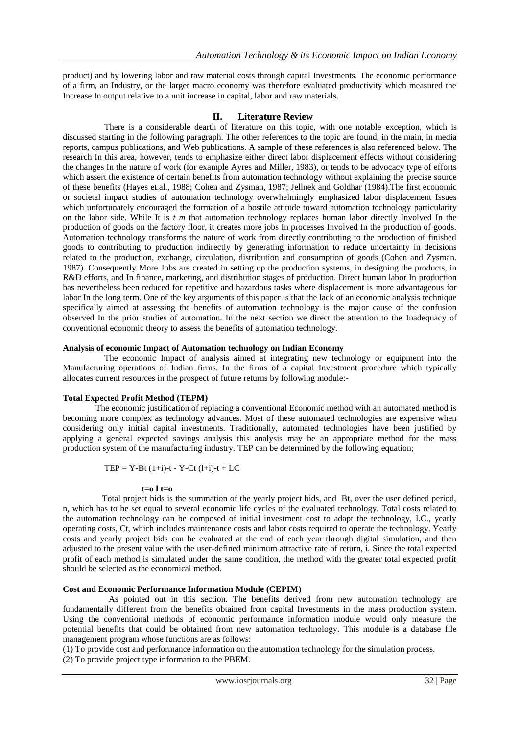product) and by lowering labor and raw material costs through capital Investments. The economic performance of a firm, an Industry, or the larger macro economy was therefore evaluated productivity which measured the Increase In output relative to a unit increase in capital, labor and raw materials.

## II. Literature Review

There is a considerable dearth of literature on this topic, with one notable exception, which is discussed starting in the following paragraph. The other references to the topic are found, in the main, in media reports, campus publications, and Web publications. A sample of these references is also referenced below. The research In this area, however, tends to emphasize either direct labor displacement effects without considering the changes In the nature of work (for example Ayres and Miller, 1983), or tends to be advocacy type of efforts which assert the existence of certain benefits from automation technology without explaining the precise source of these benefits (Hayes et.al., 1988; Cohen and Zysman, 1987; Jellnek and Goldhar (1984).The first economic or societal impact studies of automation technology overwhelmingly emphasized labor displacement Issues which unfortunately encouraged the formation of a hostile attitude toward automation technology particularity on the labor side. While It is *t m* that automation technology replaces human labor directly Involved In the production of goods on the factory floor, it creates more jobs In processes Involved In the production of goods. Automation technology transforms the nature of work from directly contributing to the production of finished goods to contributing to production indirectly by generating information to reduce uncertainty in decisions related to the production, exchange, circulation, distribution and consumption of goods (Cohen and Zysman. 1987). Consequently More Jobs are created in setting up the production systems, in designing the products, in R&D efforts, and In finance, marketing, and distribution stages of production. Direct human labor In production has nevertheless been reduced for repetitive and hazardous tasks where displacement is more advantageous for labor In the long term. One of the key arguments of this paper is that the lack of an economic analysis technique specifically aimed at assessing the benefits of automation technology is the major cause of the confusion observed In the prior studies of automation. In the next section we direct the attention to the Inadequacy of conventional economic theory to assess the benefits of automation technology.

### Analysis of economic Impact of Automation technology on Indian Economy

The economic Impact of analysis aimed at integrating new technology or equipment into the Manufacturing operations of Indian firms. In the firms of a capital Investment procedure which typically allocates current resources in the prospect of future returns by following module:-

### Total Expected Profit Method (TEPM)

The economic justification of replacing a conventional Economic method with an automated method is becoming more complex as technology advances. Most of these automated technologies are expensive when considering only initial capital investments. Traditionally, automated technologies have been justified by applying a general expected savings analysis this analysis may be an appropriate method for the mass production system of the manufacturing industry. TEP can be determined by the following equation;

TEP = Y-Bt (1+i)-t - Y-Ct (l+i)-t + LC

**t=o l t=o**

Total project bids is the summation of the yearly project bids, and Bt, over the user defined period, n, which has to be set equal to several economic life cycles of the evaluated technology. Total costs related to the automation technology can be composed of initial investment cost to adapt the technology, I.C., yearly operating costs, Ct, which includes maintenance costs and labor costs required to operate the technology. Yearly costs and yearly project bids can be evaluated at the end of each year through digital simulation, and then adjusted to the present value with the user-defined minimum attractive rate of return, i. Since the total expected profit of each method is simulated under the same condition, the method with the greater total expected profit should be selected as the economical method.

### Cost and Economic Performance Information Module (CEPIM)

As pointed out in this section. The benefits derived from new automation technology are fundamentally different from the benefits obtained from capital Investments in the mass production system. Using the conventional methods of economic performance information module would only measure the potential benefits that could be obtained from new automation technology. This module is a database file management program whose functions are as follows:

(1) To provide cost and performance information on the automation technology for the simulation process.
(2) To provide project type information to the PBEM.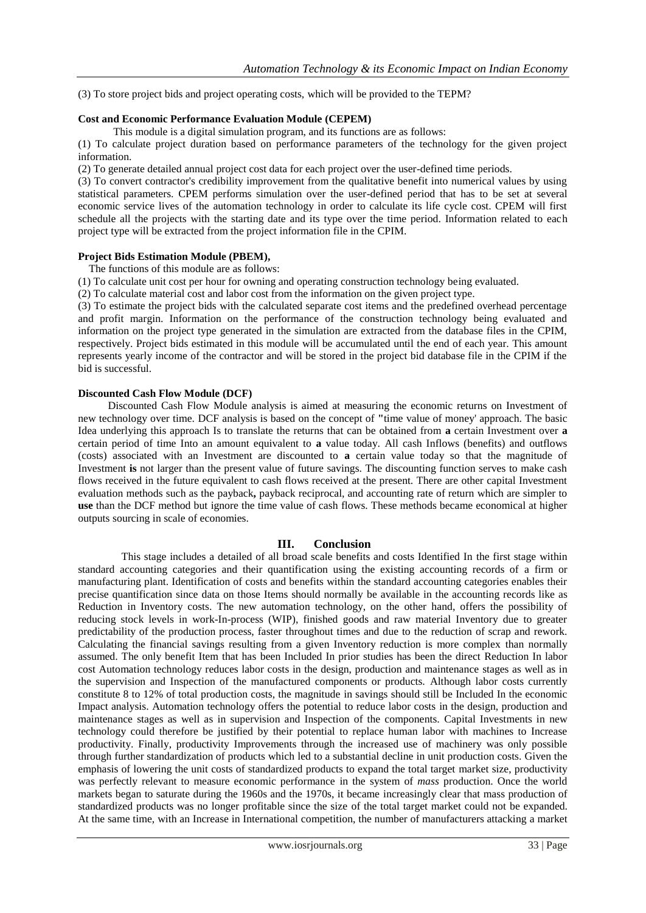(3) To store project bids and project operating costs, which will be provided to the TEPM?

**Cost and Economic Performance Evaluation Module (CEPEM)**

This module is a digital simulation program, and its functions are as follows:

(1) To calculate project duration based on performance parameters of the technology for the given project information.

(2) To generate detailed annual project cost data for each project over the user-defined time periods.

(3) To convert contractor's credibility improvement from the qualitative benefit into numerical values by using statistical parameters. CPEM performs simulation over the user-defined period that has to be set at several economic service lives of the automation technology in order to calculate its life cycle cost. CPEM will first schedule all the projects with the starting date and its type over the time period. Information related to each project type will be extracted from the project information file in the CPIM.

**Project Bids Estimation Module (PBEM),**

The functions of this module are as follows:

(1) To calculate unit cost per hour for owning and operating construction technology being evaluated.

(2) To calculate material cost and labor cost from the information on the given project type.

(3) To estimate the project bids with the calculated separate cost items and the predefined overhead percentage and profit margin. Information on the performance of the construction technology being evaluated and information on the project type generated in the simulation are extracted from the database files in the CPIM, respectively. Project bids estimated in this module will be accumulated until the end of each year. This amount represents yearly income of the contractor and will be stored in the project bid database file in the CPIM if the bid is successful.

**Discounted Cash Flow Module (DCF)**

Discounted Cash Flow Module analysis is aimed at measuring the economic returns on Investment of new technology over time. DCF analysis is based on the concept of "time value of money' approach. The basic Idea underlying this approach Is to translate the returns that can be obtained from **a** certain Investment over **a** certain period of time Into an amount equivalent to **a** value today. All cash Inflows (benefits) and outflows (costs) associated with an Investment are discounted to **a** certain value today so that the magnitude of Investment **is** not larger than the present value of future savings. The discounting function serves to make cash flows received in the future equivalent to cash flows received at the present. There are other capital Investment evaluation methods such as the payback**,** payback reciprocal, and accounting rate of return which are simpler to **use** than the DCF method but ignore the time value of cash flows. These methods became economical at higher outputs sourcing in scale of economies.

## III. Conclusion

This stage includes a detailed of all broad scale benefits and costs Identified In the first stage within standard accounting categories and their quantification using the existing accounting records of a firm or manufacturing plant. Identification of costs and benefits within the standard accounting categories enables their precise quantification since data on those Items should normally be available in the accounting records like as Reduction in Inventory costs. The new automation technology, on the other hand, offers the possibility of reducing stock levels in work-In-process (WIP), finished goods and raw material Inventory due to greater predictability of the production process, faster throughout times and due to the reduction of scrap and rework. Calculating the financial savings resulting from a given Inventory reduction is more complex than normally assumed. The only benefit Item that has been Included In prior studies has been the direct Reduction In labor cost Automation technology reduces labor costs in the design, production and maintenance stages as well as in the supervision and Inspection of the manufactured components or products. Although labor costs currently constitute 8 to 12% of total production costs, the magnitude in savings should still be Included In the economic Impact analysis. Automation technology offers the potential to reduce labor costs in the design, production and maintenance stages as well as in supervision and Inspection of the components. Capital Investments in new technology could therefore be justified by their potential to replace human labor with machines to Increase productivity. Finally, productivity Improvements through the increased use of machinery was only possible through further standardization of products which led to a substantial decline in unit production costs. Given the emphasis of lowering the unit costs of standardized products to expand the total target market size, productivity was perfectly relevant to measure economic performance in the system of *mass* production. Once the world markets began to saturate during the 1960s and the 1970s, it became increasingly clear that mass production of standardized products was no longer profitable since the size of the total target market could not be expanded. At the same time, with an Increase in International competition, the number of manufacturers attacking a market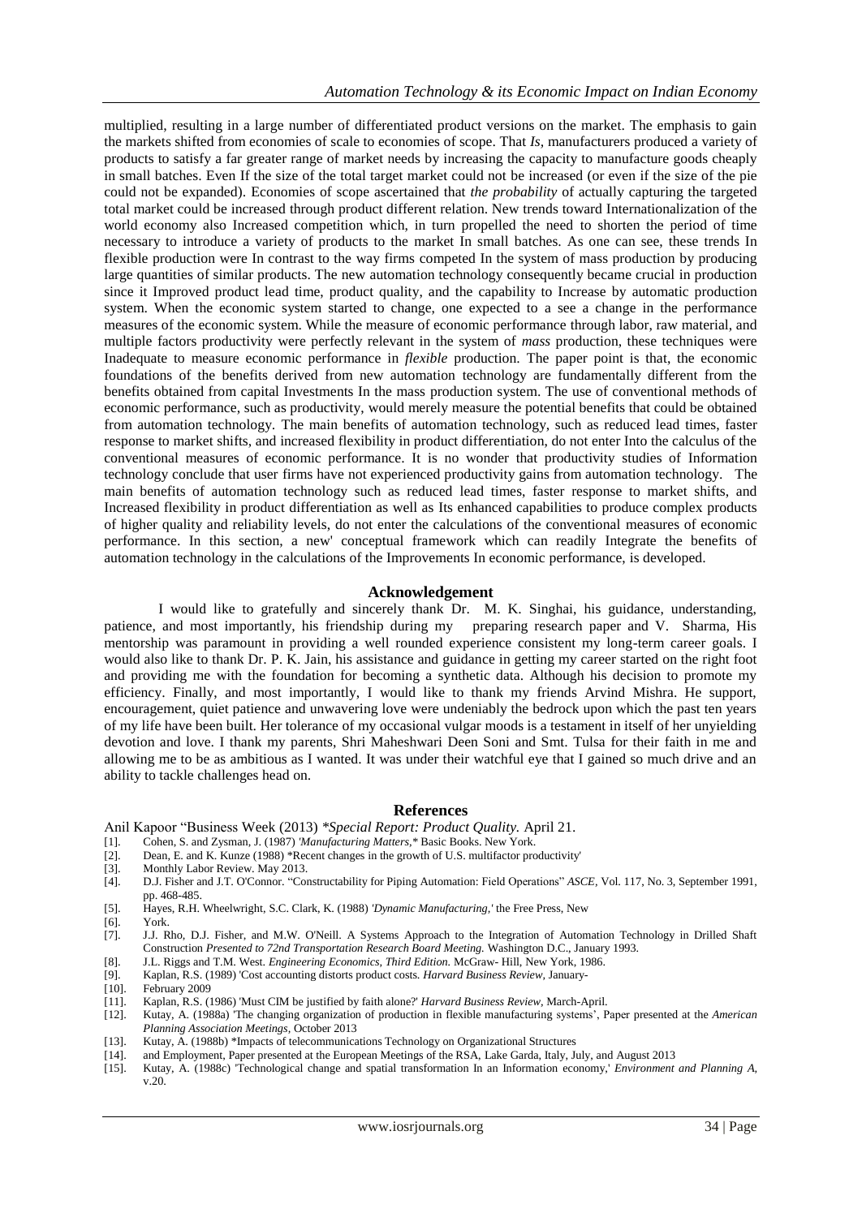multiplied, resulting in a large number of differentiated product versions on the market. The emphasis to gain the markets shifted from economies of scale to economies of scope. That *Is,* manufacturers produced a variety of products to satisfy a far greater range of market needs by increasing the capacity to manufacture goods cheaply in small batches. Even If the size of the total target market could not be increased (or even if the size of the pie could not be expanded). Economies of scope ascertained that *the probability* of actually capturing the targeted total market could be increased through product different relation. New trends toward Internationalization of the world economy also Increased competition which, in turn propelled the need to shorten the period of time necessary to introduce a variety of products to the market In small batches. As one can see, these trends In flexible production were In contrast to the way firms competed In the system of mass production by producing large quantities of similar products. The new automation technology consequently became crucial in production since it Improved product lead time, product quality, and the capability to Increase by automatic production system. When the economic system started to change, one expected to a see a change in the performance measures of the economic system. While the measure of economic performance through labor, raw material, and multiple factors productivity were perfectly relevant in the system of *mass* production, these techniques were Inadequate to measure economic performance in *flexible* production. The paper point is that, the economic foundations of the benefits derived from new automation technology are fundamentally different from the benefits obtained from capital Investments In the mass production system. The use of conventional methods of economic performance, such as productivity, would merely measure the potential benefits that could be obtained from automation technology. The main benefits of automation technology, such as reduced lead times, faster response to market shifts, and increased flexibility in product differentiation, do not enter Into the calculus of the conventional measures of economic performance. It is no wonder that productivity studies of Information technology conclude that user firms have not experienced productivity gains from automation technology. The main benefits of automation technology such as reduced lead times, faster response to market shifts, and Increased flexibility in product differentiation as well as Its enhanced capabilities to produce complex products of higher quality and reliability levels, do not enter the calculations of the conventional measures of economic performance. In this section, a new' conceptual framework which can readily Integrate the benefits of automation technology in the calculations of the Improvements In economic performance, is developed.

## Acknowledgement

I would like to gratefully and sincerely thank Dr. M. K. Singhai, his guidance, understanding, patience, and most importantly, his friendship during my preparing research paper and V. Sharma, His mentorship was paramount in providing a well rounded experience consistent my long-term career goals. I would also like to thank Dr. P. K. Jain, his assistance and guidance in getting my career started on the right foot and providing me with the foundation for becoming a synthetic data. Although his decision to promote my efficiency. Finally, and most importantly, I would like to thank my friends Arvind Mishra. He support, encouragement, quiet patience and unwavering love were undeniably the bedrock upon which the past ten years of my life have been built. Her tolerance of my occasional vulgar moods is a testament in itself of her unyielding devotion and love. I thank my parents, Shri Maheshwari Deen Soni and Smt. Tulsa for their faith in me and allowing me to be as ambitious as I wanted. It was under their watchful eye that I gained so much drive and an ability to tackle challenges head on.

## References

Anil Kapoor "Business Week (2013) *\*Special Report: Product Quality.* April 21.

[1]. Cohen, S. and Zysman, J. (1987) *'Manufacturing Matters,\** Basic Books. New York.
[2]. Dean, E. and K. Kunze (1988) \*Recent changes in the growth of U.S. multifactor productivity'
[3]. Monthly Labor Review. May 2013.
[4]. D.J. Fisher and J.T. O'Connor. "Constructability for Piping Automation: Field Operations" *ASCE*, Vol. 117, No. 3, September 1991, pp. 468-485.
[5]. Hayes, R.H. Wheelwright, S.C. Clark, K. (1988) *'Dynamic Manufacturing,'* the Free Press, New
[6]. York.
[7]. J.J. Rho, D.J. Fisher, and M.W. O'Neill. A Systems Approach to the Integration of Automation Technology in Drilled Shaft Construction *Presented to 72nd Transportation Research Board Meeting.* Washington D.C., January 1993.
[8]. J.L. Riggs and T.M. West. *Engineering Economics, Third Edition.* McGraw- Hill, New York, 1986.
[9]. Kaplan, R.S. (1989) 'Cost accounting distorts product costs. *Harvard Business Review*, January-
[10]. February 2009
[11]. Kaplan, R.S. (1986) 'Must CIM be justified by faith alone?' *Harvard Business Review*, March-April.
[12]. Kutay, A. (1988a) 'The changing organization of production in flexible manufacturing systems', Paper presented at the *American Planning Association Meetings*, October 2013
[13]. Kutay, A. (1988b) \*Impacts of telecommunications Technology on Organizational Structures
[14]. and Employment, Paper presented at the European Meetings of the RSA, Lake Garda, Italy, July, and August 2013
[15]. Kutay, A. (1988c) 'Technological change and spatial transformation In an Information economy,' *Environment and Planning A*, v.20.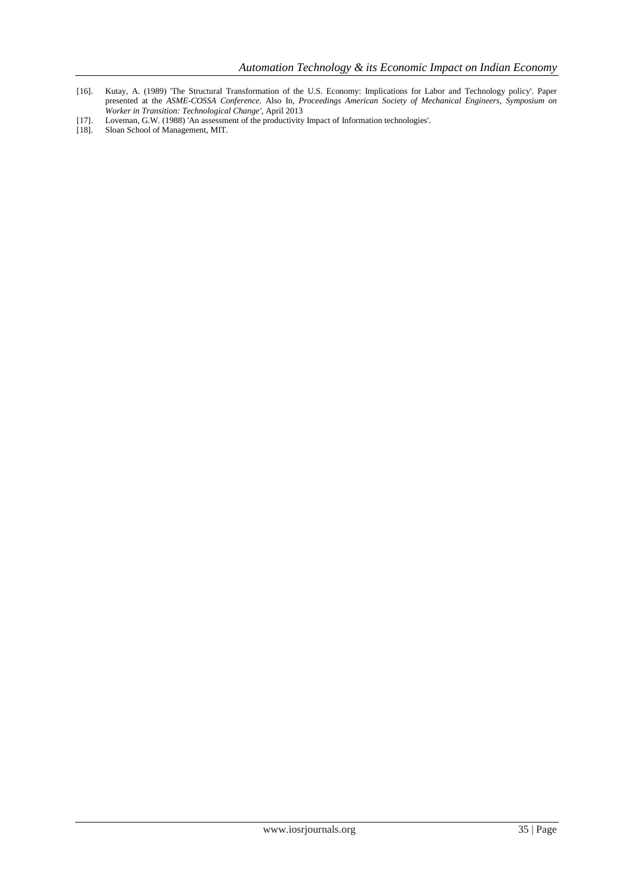[16]. Kutay, A. (1989) 'The Structural Transformation of the U.S. Economy: Implications for Labor and Technology policy'. Paper presented at the *ASME-COSSA Conference*. Also In, *Proceedings American Society of Mechanical Engineers, Symposium on Worker in Transition: Technological Change'*, April 2013

[17]. Loveman, G.W. (1988) 'An assessment of the productivity Impact of Information technologies'.

[18]. Sloan School of Management, MIT.